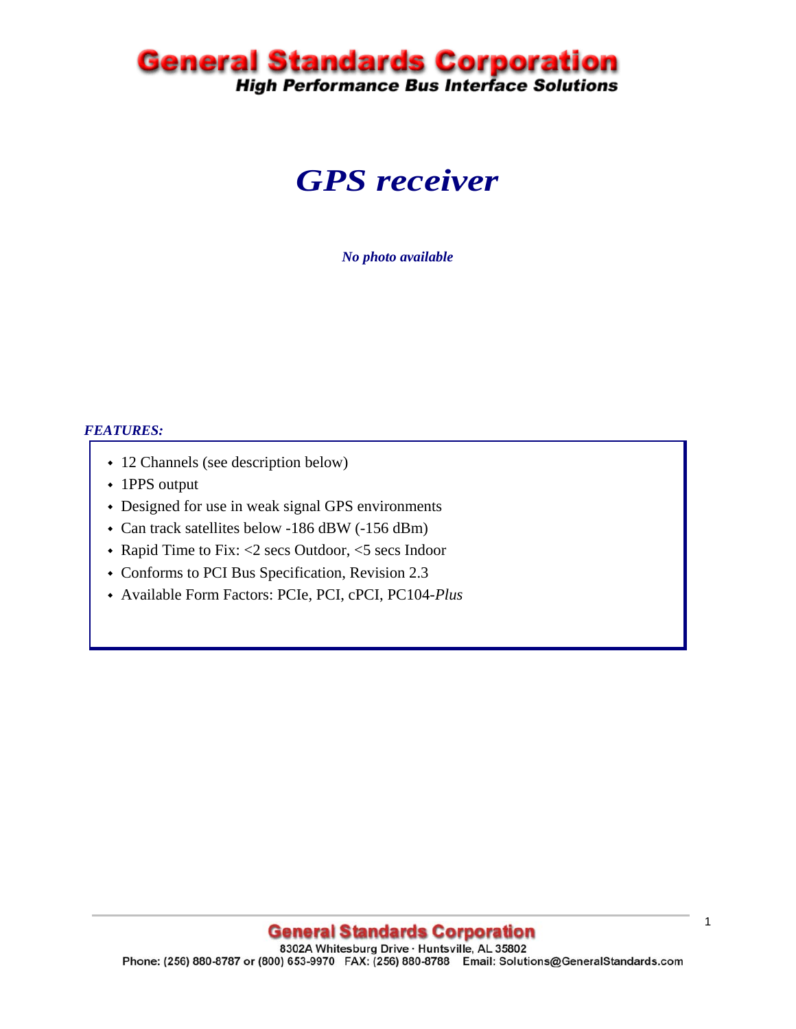# General Standards Corporation

**High Performance Bus Interface Solutions**

# *GPS receiver*

***No photo available***

***FEATURES:***

- 12 Channels (see description below)
- 1PPS output
- Designed for use in weak signal GPS environments
- Can track satellites below -186 dBW (-156 dBm)
- Rapid Time to Fix: <2 secs Outdoor, <5 secs Indoor
- Conforms to PCI Bus Specification, Revision 2.3
- Available Form Factors: PCIe, PCI, cPCI, PC104-*Plus*

**General Standards Corporation**
8302A Whitesburg Drive · Huntsville, AL 35802
Phone: (256) 880-8787 or (800) 653-9970 FAX: (256) 880-8788 Email: Solutions@GeneralStandards.com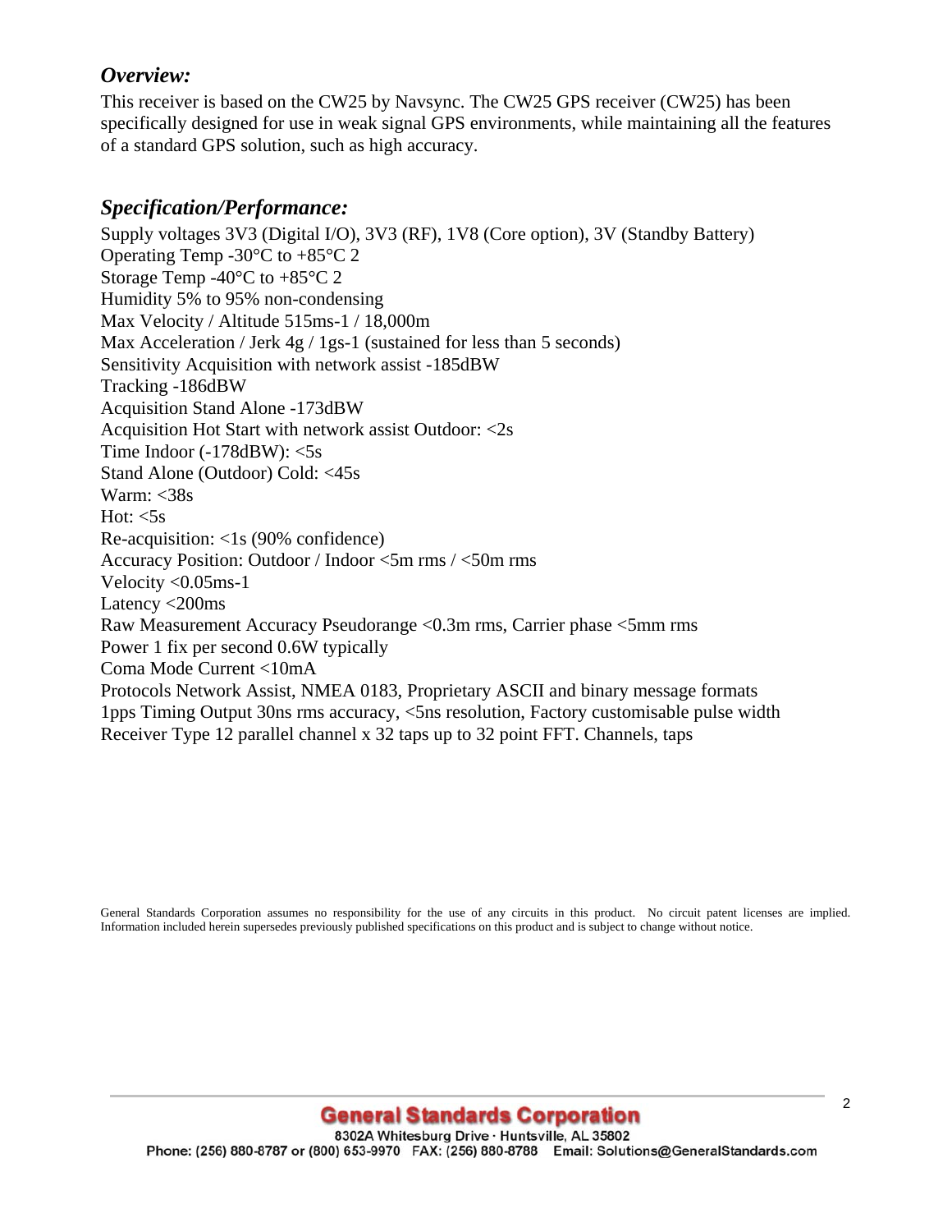## *Overview:*

This receiver is based on the CW25 by Navsync. The CW25 GPS receiver (CW25) has been specifically designed for use in weak signal GPS environments, while maintaining all the features of a standard GPS solution, such as high accuracy.

## *Specification/Performance:*

Supply voltages 3V3 (Digital I/O), 3V3 (RF), 1V8 (Core option), 3V (Standby Battery)
Operating Temp -30°C to +85°C 2
Storage Temp -40°C to +85°C 2
Humidity 5% to 95% non-condensing
Max Velocity / Altitude 515ms-1 / 18,000m
Max Acceleration / Jerk 4g / 1gs-1 (sustained for less than 5 seconds)
Sensitivity Acquisition with network assist -185dBW
Tracking -186dBW
Acquisition Stand Alone -173dBW
Acquisition Hot Start with network assist Outdoor: <2s
Time Indoor (-178dBW): <5s
Stand Alone (Outdoor) Cold: <45s
Warm: <38s
Hot: <5s
Re-acquisition: <1s (90% confidence)
Accuracy Position: Outdoor / Indoor <5m rms / <50m rms
Velocity <0.05ms-1
Latency <200ms
Raw Measurement Accuracy Pseudorange <0.3m rms, Carrier phase <5mm rms
Power 1 fix per second 0.6W typically
Coma Mode Current <10mA
Protocols Network Assist, NMEA 0183, Proprietary ASCII and binary message formats
1pps Timing Output 30ns rms accuracy, <5ns resolution, Factory customisable pulse width
Receiver Type 12 parallel channel x 32 taps up to 32 point FFT. Channels, taps

General Standards Corporation assumes no responsibility for the use of any circuits in this product. No circuit patent licenses are implied. Information included herein supersedes previously published specifications on this product and is subject to change without notice.

General Standards Corporation
8302A Whitesburg Drive · Huntsville, AL 35802
Phone: (256) 880-8787 or (800) 653-9970 FAX: (256) 880-8788 Email: Solutions@GeneralStandards.com